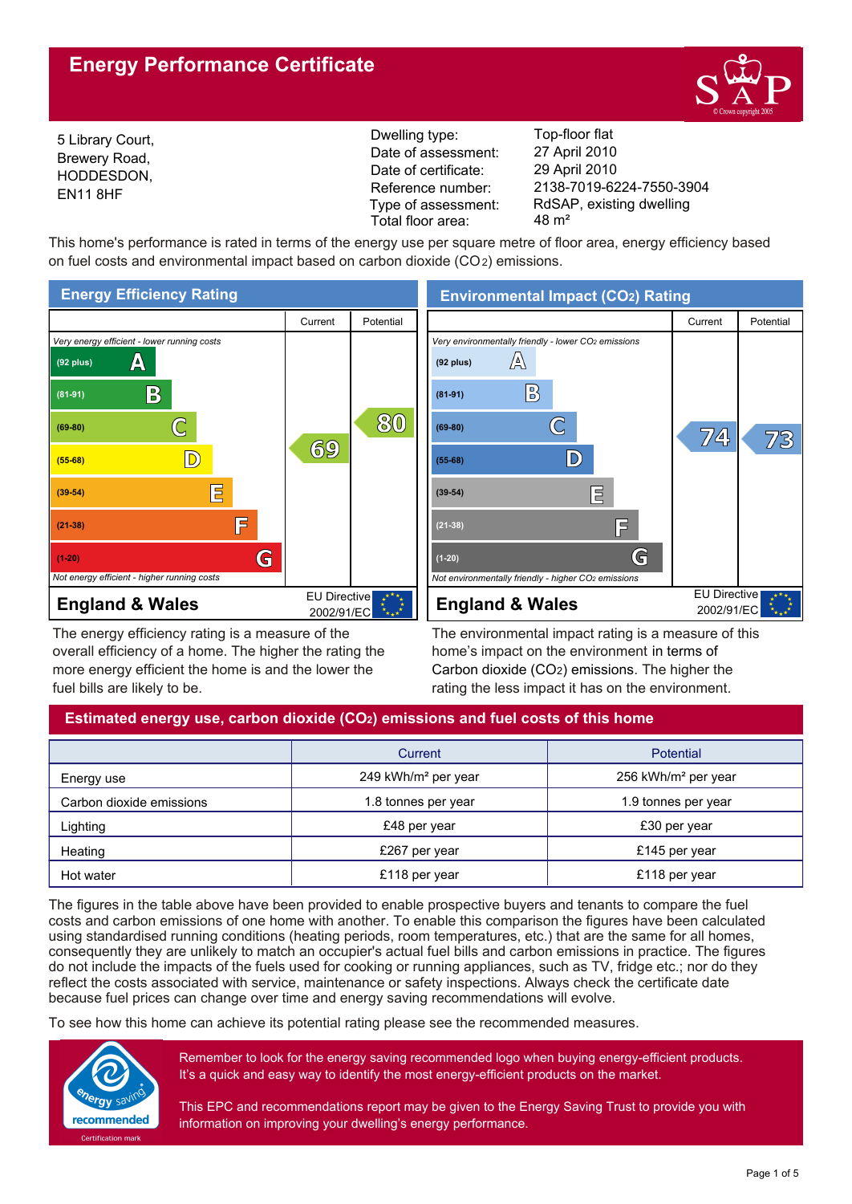# Energy Performance Certificate

5 Library Court,
Brewery Road,
HODDESDON,
EN11 8HF

| | |
|---|---|
| Dwelling type: | Top-floor flat |
| Date of assessment: | 27 April 2010 |
| Date of certificate: | 29 April 2010 |
| Reference number: | 2138-7019-6224-7550-3904 |
| Type of assessment: | RdSAP, existing dwelling |
| Total floor area: | 48 m² |

This home's performance is rated in terms of the energy use per square metre of floor area, energy efficiency based on fuel costs and environmental impact based on carbon dioxide ($CO_2$) emissions.

## Energy Efficiency Rating

| | Current | Potential |
|---|---|---|
| *Very energy efficient - lower running costs* | | |
| (92 plus) A | | |
| (81-91) B | | |
| (69-80) C | 69 | 80 |
| (55-68) D | | |
| (39-54) E | | |
| (21-38) F | | |
| (1-20) G | | |
| *Not energy efficient - higher running costs* | | |

England & Wales — EU Directive 2002/91/EC

The energy efficiency rating is a measure of the overall efficiency of a home. The higher the rating the more energy efficient the home is and the lower the fuel bills are likely to be.

## Environmental Impact ($CO_2$) Rating

| | Current | Potential |
|---|---|---|
| *Very environmentally friendly - lower $CO_2$ emissions* | | |
| (92 plus) A | | |
| (81-91) B | | |
| (69-80) C | 74 | 73 |
| (55-68) D | | |
| (39-54) E | | |
| (21-38) F | | |
| (1-20) G | | |
| *Not environmentally friendly - higher $CO_2$ emissions* | | |

England & Wales — EU Directive 2002/91/EC

The environmental impact rating is a measure of this home's impact on the environment in terms of Carbon dioxide ($CO_2$) emissions. The higher the rating the less impact it has on the environment.

## Estimated energy use, carbon dioxide ($CO_2$) emissions and fuel costs of this home

| | Current | Potential |
|---|---|---|
| Energy use | 249 kWh/m² per year | 256 kWh/m² per year |
| Carbon dioxide emissions | 1.8 tonnes per year | 1.9 tonnes per year |
| Lighting | £48 per year | £30 per year |
| Heating | £267 per year | £145 per year |
| Hot water | £118 per year | £118 per year |

The figures in the table above have been provided to enable prospective buyers and tenants to compare the fuel costs and carbon emissions of one home with another. To enable this comparison the figures have been calculated using standardised running conditions (heating periods, room temperatures, etc.) that are the same for all homes, consequently they are unlikely to match an occupier's actual fuel bills and carbon emissions in practice. The figures do not include the impacts of the fuels used for cooking or running appliances, such as TV, fridge etc.; nor do they reflect the costs associated with service, maintenance or safety inspections. Always check the certificate date because fuel prices can change over time and energy saving recommendations will evolve.

To see how this home can achieve its potential rating please see the recommended measures.

energy saving recommended — Certification mark

Remember to look for the energy saving recommended logo when buying energy-efficient products. It's a quick and easy way to identify the most energy-efficient products on the market.

This EPC and recommendations report may be given to the Energy Saving Trust to provide you with information on improving your dwelling's energy performance.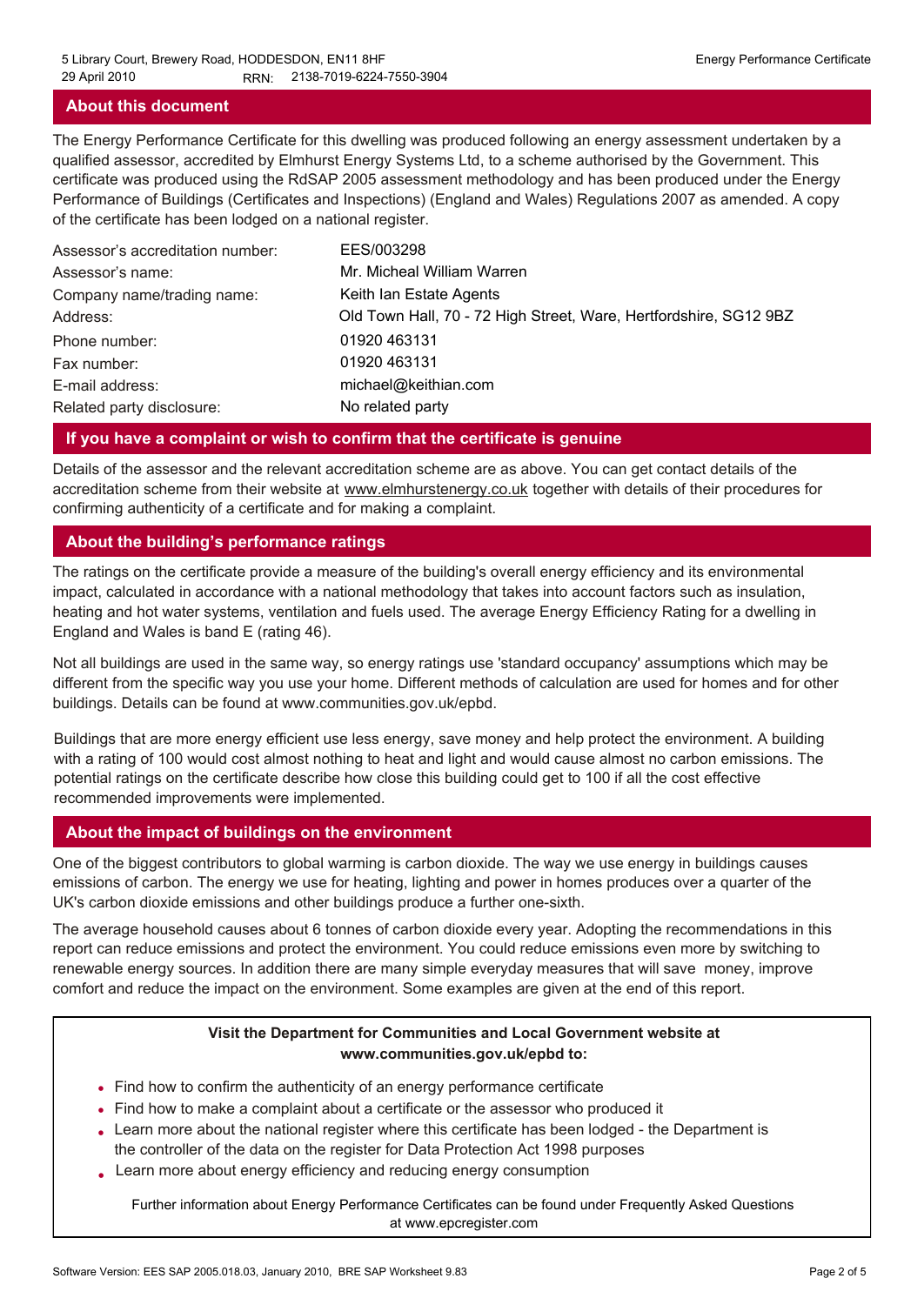## About this document

The Energy Performance Certificate for this dwelling was produced following an energy assessment undertaken by a qualified assessor, accredited by Elmhurst Energy Systems Ltd, to a scheme authorised by the Government. This certificate was produced using the RdSAP 2005 assessment methodology and has been produced under the Energy Performance of Buildings (Certificates and Inspections) (England and Wales) Regulations 2007 as amended. A copy of the certificate has been lodged on a national register.

| | |
|---|---|
| Assessor's accreditation number: | EES/003298 |
| Assessor's name: | Mr. Micheal William Warren |
| Company name/trading name: | Keith Ian Estate Agents |
| Address: | Old Town Hall, 70 - 72 High Street, Ware, Hertfordshire, SG12 9BZ |
| Phone number: | 01920 463131 |
| Fax number: | 01920 463131 |
| E-mail address: | michael@keithian.com |
| Related party disclosure: | No related party |

## If you have a complaint or wish to confirm that the certificate is genuine

Details of the assessor and the relevant accreditation scheme are as above. You can get contact details of the accreditation scheme from their website at www.elmhurstenergy.co.uk together with details of their procedures for confirming authenticity of a certificate and for making a complaint.

## About the building's performance ratings

The ratings on the certificate provide a measure of the building's overall energy efficiency and its environmental impact, calculated in accordance with a national methodology that takes into account factors such as insulation, heating and hot water systems, ventilation and fuels used. The average Energy Efficiency Rating for a dwelling in England and Wales is band E (rating 46).

Not all buildings are used in the same way, so energy ratings use 'standard occupancy' assumptions which may be different from the specific way you use your home. Different methods of calculation are used for homes and for other buildings. Details can be found at www.communities.gov.uk/epbd.

Buildings that are more energy efficient use less energy, save money and help protect the environment. A building with a rating of 100 would cost almost nothing to heat and light and would cause almost no carbon emissions. The potential ratings on the certificate describe how close this building could get to 100 if all the cost effective recommended improvements were implemented.

## About the impact of buildings on the environment

One of the biggest contributors to global warming is carbon dioxide. The way we use energy in buildings causes emissions of carbon. The energy we use for heating, lighting and power in homes produces over a quarter of the UK's carbon dioxide emissions and other buildings produce a further one-sixth.

The average household causes about 6 tonnes of carbon dioxide every year. Adopting the recommendations in this report can reduce emissions and protect the environment. You could reduce emissions even more by switching to renewable energy sources. In addition there are many simple everyday measures that will save money, improve comfort and reduce the impact on the environment. Some examples are given at the end of this report.

**Visit the Department for Communities and Local Government website at www.communities.gov.uk/epbd to:**

- Find how to confirm the authenticity of an energy performance certificate
- Find how to make a complaint about a certificate or the assessor who produced it
- Learn more about the national register where this certificate has been lodged - the Department is the controller of the data on the register for Data Protection Act 1998 purposes
- Learn more about energy efficiency and reducing energy consumption

Further information about Energy Performance Certificates can be found under Frequently Asked Questions at www.epcregister.com

Software Version: EES SAP 2005.018.03, January 2010, BRE SAP Worksheet 9.83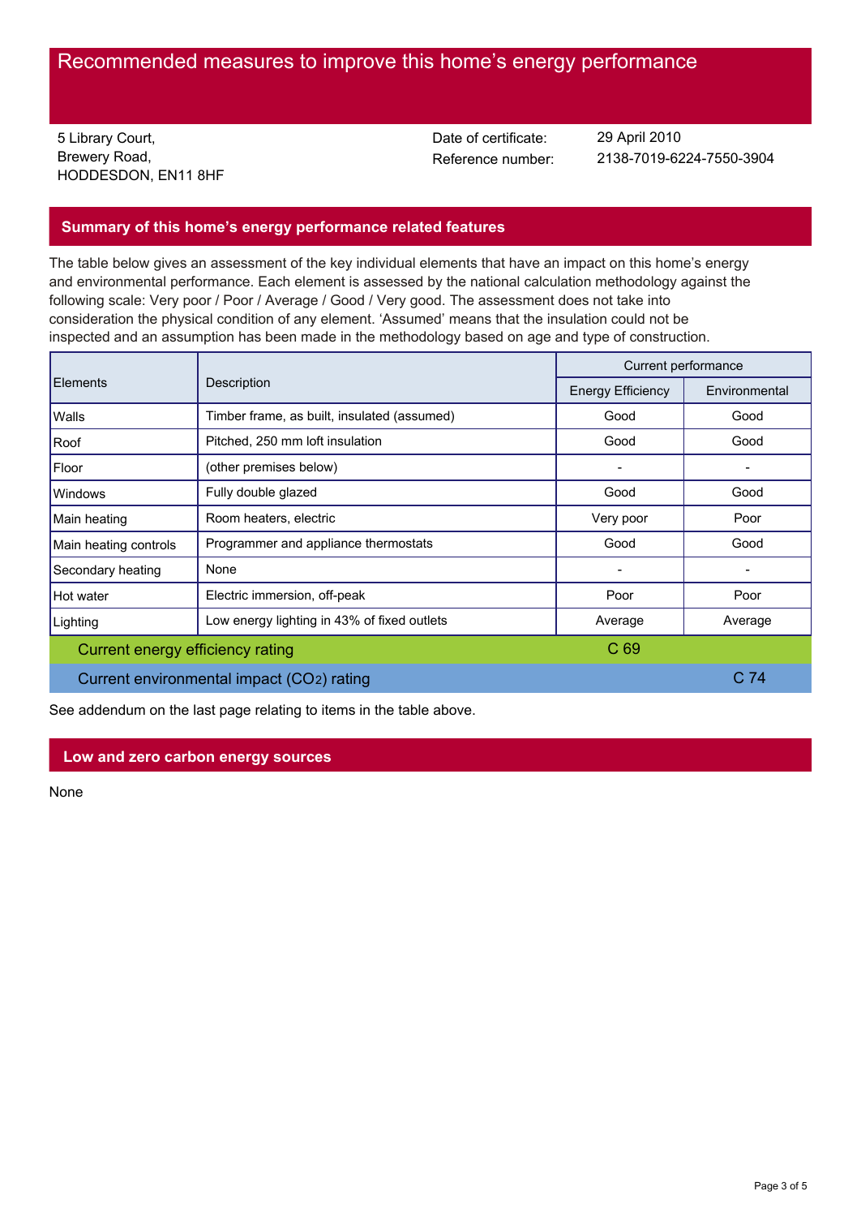# Recommended measures to improve this home's energy performance

5 Library Court,
Brewery Road,
HODDESDON, EN11 8HF

Date of certificate: 29 April 2010
Reference number: 2138-7019-6224-7550-3904

## Summary of this home's energy performance related features

The table below gives an assessment of the key individual elements that have an impact on this home's energy and environmental performance. Each element is assessed by the national calculation methodology against the following scale: Very poor / Poor / Average / Good / Very good. The assessment does not take into consideration the physical condition of any element. 'Assumed' means that the insulation could not be inspected and an assumption has been made in the methodology based on age and type of construction.

| Elements | Description | Current performance | |
|---|---|---|---|
| | | Energy Efficiency | Environmental |
| Walls | Timber frame, as built, insulated (assumed) | Good | Good |
| Roof | Pitched, 250 mm loft insulation | Good | Good |
| Floor | (other premises below) | - | - |
| Windows | Fully double glazed | Good | Good |
| Main heating | Room heaters, electric | Very poor | Poor |
| Main heating controls | Programmer and appliance thermostats | Good | Good |
| Secondary heating | None | - | - |
| Hot water | Electric immersion, off-peak | Poor | Poor |
| Lighting | Low energy lighting in 43% of fixed outlets | Average | Average |
| Current energy efficiency rating | | C 69 | |
| Current environmental impact ($CO_2$) rating | | | C 74 |

See addendum on the last page relating to items in the table above.

## Low and zero carbon energy sources

None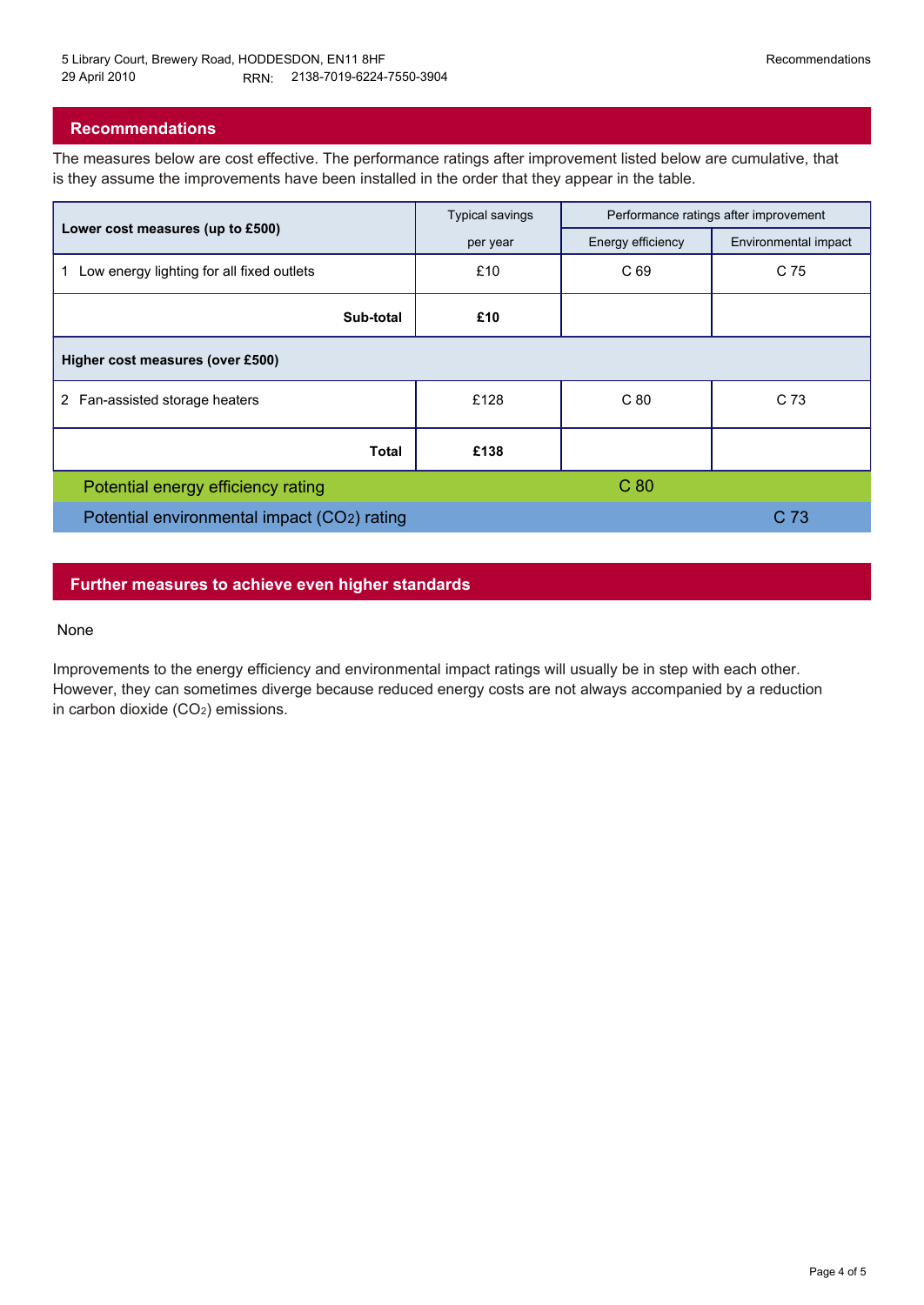5 Library Court, Brewery Road, HODDESDON, EN11 8HF
29 April 2010 RRN: 2138-7019-6224-7550-3904

## Recommendations

The measures below are cost effective. The performance ratings after improvement listed below are cumulative, that is they assume the improvements have been installed in the order that they appear in the table.

| Lower cost measures (up to £500) | Typical savings per year | Performance ratings after improvement | |
|---|---|---|---|
| | | Energy efficiency | Environmental impact |
| 1 Low energy lighting for all fixed outlets | £10 | C 69 | C 75 |
| **Sub-total** | **£10** | | |
| **Higher cost measures (over £500)** | | | |
| 2 Fan-assisted storage heaters | £128 | C 80 | C 73 |
| **Total** | **£138** | | |
| Potential energy efficiency rating | | C 80 | |
| Potential environmental impact ($CO_2$) rating | | | C 73 |

## Further measures to achieve even higher standards

None

Improvements to the energy efficiency and environmental impact ratings will usually be in step with each other. However, they can sometimes diverge because reduced energy costs are not always accompanied by a reduction in carbon dioxide ($CO_2$) emissions.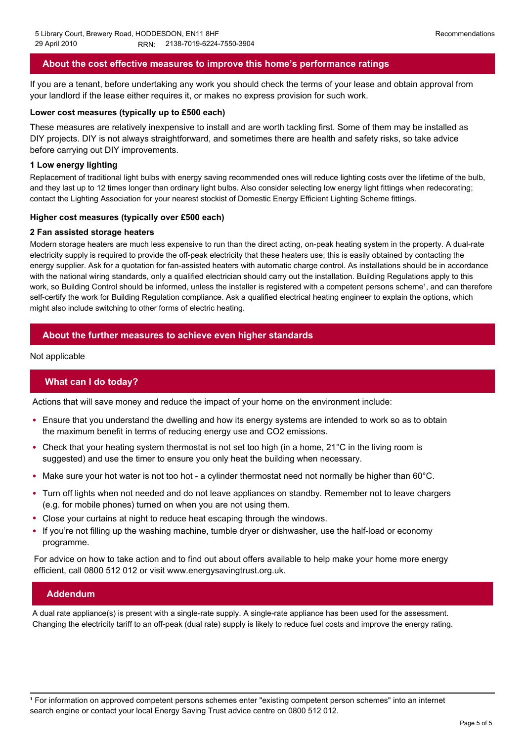## About the cost effective measures to improve this home's performance ratings

If you are a tenant, before undertaking any work you should check the terms of your lease and obtain approval from your landlord if the lease either requires it, or makes no express provision for such work.

**Lower cost measures (typically up to £500 each)**

These measures are relatively inexpensive to install and are worth tackling first. Some of them may be installed as DIY projects. DIY is not always straightforward, and sometimes there are health and safety risks, so take advice before carrying out DIY improvements.

**1 Low energy lighting**

Replacement of traditional light bulbs with energy saving recommended ones will reduce lighting costs over the lifetime of the bulb, and they last up to 12 times longer than ordinary light bulbs. Also consider selecting low energy light fittings when redecorating; contact the Lighting Association for your nearest stockist of Domestic Energy Efficient Lighting Scheme fittings.

**Higher cost measures (typically over £500 each)**

**2 Fan assisted storage heaters**

Modern storage heaters are much less expensive to run than the direct acting, on-peak heating system in the property. A dual-rate electricity supply is required to provide the off-peak electricity that these heaters use; this is easily obtained by contacting the energy supplier. Ask for a quotation for fan-assisted heaters with automatic charge control. As installations should be in accordance with the national wiring standards, only a qualified electrician should carry out the installation. Building Regulations apply to this work, so Building Control should be informed, unless the installer is registered with a competent persons scheme[1], and can therefore self-certify the work for Building Regulation compliance. Ask a qualified electrical heating engineer to explain the options, which might also include switching to other forms of electric heating.

## About the further measures to achieve even higher standards

Not applicable

## What can I do today?

Actions that will save money and reduce the impact of your home on the environment include:

- Ensure that you understand the dwelling and how its energy systems are intended to work so as to obtain the maximum benefit in terms of reducing energy use and $CO_2$ emissions.
- Check that your heating system thermostat is not set too high (in a home, 21°C in the living room is suggested) and use the timer to ensure you only heat the building when necessary.
- Make sure your hot water is not too hot - a cylinder thermostat need not normally be higher than 60°C.
- Turn off lights when not needed and do not leave appliances on standby. Remember not to leave chargers (e.g. for mobile phones) turned on when you are not using them.
- Close your curtains at night to reduce heat escaping through the windows.
- If you're not filling up the washing machine, tumble dryer or dishwasher, use the half-load or economy programme.

For advice on how to take action and to find out about offers available to help make your home more energy efficient, call 0800 512 012 or visit www.energysavingtrust.org.uk.

## Addendum

A dual rate appliance(s) is present with a single-rate supply. A single-rate appliance has been used for the assessment. Changing the electricity tariff to an off-peak (dual rate) supply is likely to reduce fuel costs and improve the energy rating.

---

[1] For information on approved competent persons schemes enter "existing competent person schemes" into an internet search engine or contact your local Energy Saving Trust advice centre on 0800 512 012.